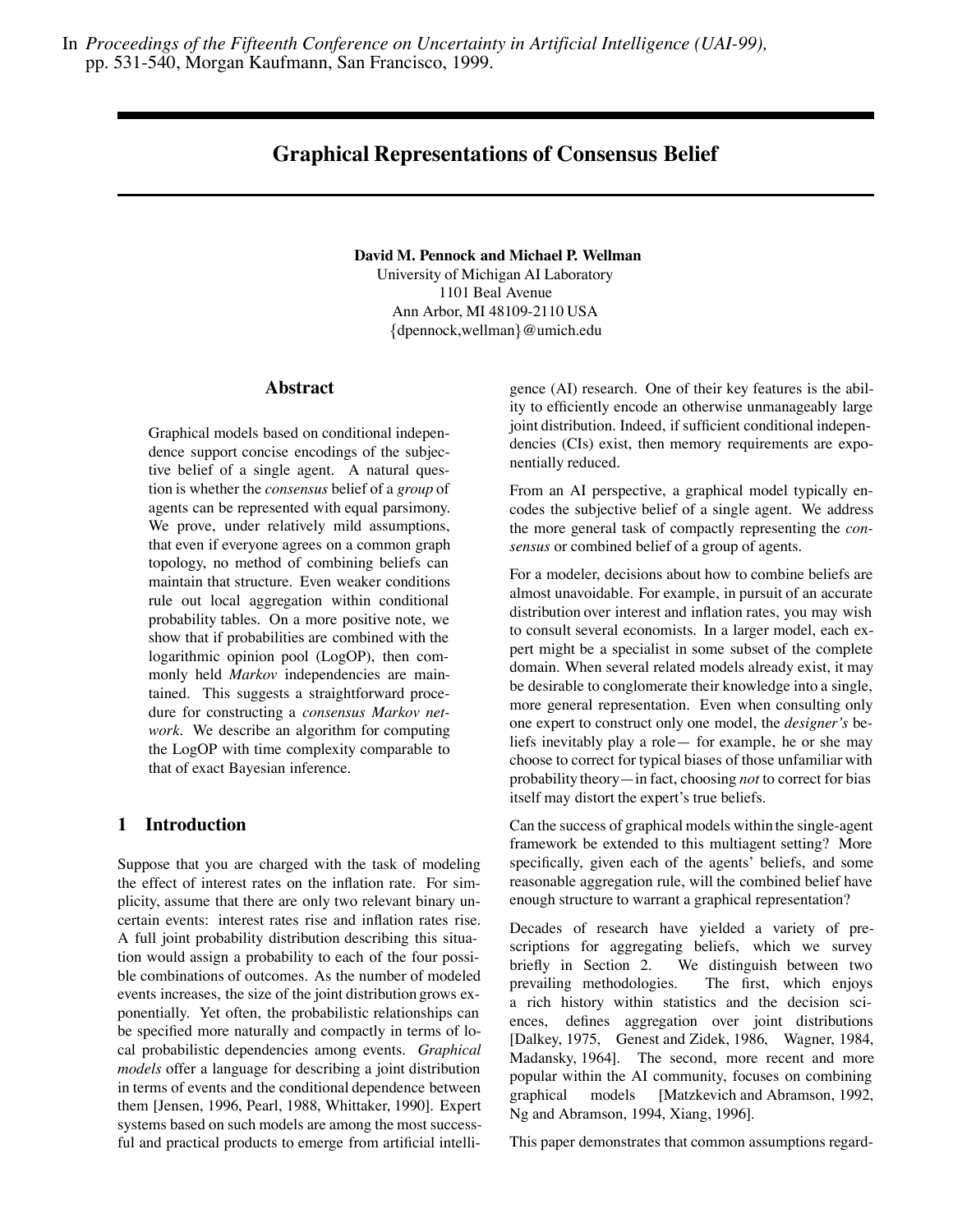In *Proceedings of the Fifteenth Conference on Uncertainty in Artificial Intelligence (UAI-99),* pp. 531-540, Morgan Kaufmann, San Francisco, 1999.

# Graphical Representations of Consensus Belief

**David M. Pennock and Michael P. Wellman**
University of Michigan AI Laboratory
1101 Beal Avenue
Ann Arbor, MI 48109-2110 USA
{dpennock,wellman}@umich.edu

## Abstract

Graphical models based on conditional independence support concise encodings of the subjective belief of a single agent. A natural question is whether the *consensus* belief of a *group* of agents can be represented with equal parsimony. We prove, under relatively mild assumptions, that even if everyone agrees on a common graph topology, no method of combining beliefs can maintain that structure. Even weaker conditions rule out local aggregation within conditional probability tables. On a more positive note, we show that if probabilities are combined with the logarithmic opinion pool (LogOP), then commonly held *Markov* independencies are maintained. This suggests a straightforward procedure for constructing a *consensus Markov network*. We describe an algorithm for computing the LogOP with time complexity comparable to that of exact Bayesian inference.

## 1 Introduction

Suppose that you are charged with the task of modeling the effect of interest rates on the inflation rate. For simplicity, assume that there are only two relevant binary uncertain events: interest rates rise and inflation rates rise. A full joint probability distribution describing this situation would assign a probability to each of the four possible combinations of outcomes. As the number of modeled events increases, the size of the joint distribution grows exponentially. Yet often, the probabilistic relationships can be specified more naturally and compactly in terms of local probabilistic dependencies among events. *Graphical models* offer a language for describing a joint distribution in terms of events and the conditional dependence between them [Jensen, 1996, Pearl, 1988, Whittaker, 1990]. Expert systems based on such models are among the most successful and practical products to emerge from artificial intelligence (AI) research. One of their key features is the ability to efficiently encode an otherwise unmanageably large joint distribution. Indeed, if sufficient conditional independencies (CIs) exist, then memory requirements are exponentially reduced.

From an AI perspective, a graphical model typically encodes the subjective belief of a single agent. We address the more general task of compactly representing the *consensus* or combined belief of a group of agents.

For a modeler, decisions about how to combine beliefs are almost unavoidable. For example, in pursuit of an accurate distribution over interest and inflation rates, you may wish to consult several economists. In a larger model, each expert might be a specialist in some subset of the complete domain. When several related models already exist, it may be desirable to conglomerate their knowledge into a single, more general representation. Even when consulting only one expert to construct only one model, the *designer's* beliefs inevitably play a role— for example, he or she may choose to correct for typical biases of those unfamiliar with probability theory—in fact, choosing *not* to correct for bias itself may distort the expert's true beliefs.

Can the success of graphical models within the single-agent framework be extended to this multiagent setting? More specifically, given each of the agents' beliefs, and some reasonable aggregation rule, will the combined belief have enough structure to warrant a graphical representation?

Decades of research have yielded a variety of prescriptions for aggregating beliefs, which we survey briefly in Section 2. We distinguish between two prevailing methodologies. The first, which enjoys a rich history within statistics and the decision sciences, defines aggregation over joint distributions [Dalkey, 1975, Genest and Zidek, 1986, Wagner, 1984, Madansky, 1964]. The second, more recent and more popular within the AI community, focuses on combining graphical models [Matzkevich and Abramson, 1992, Ng and Abramson, 1994, Xiang, 1996].

This paper demonstrates that common assumptions regard-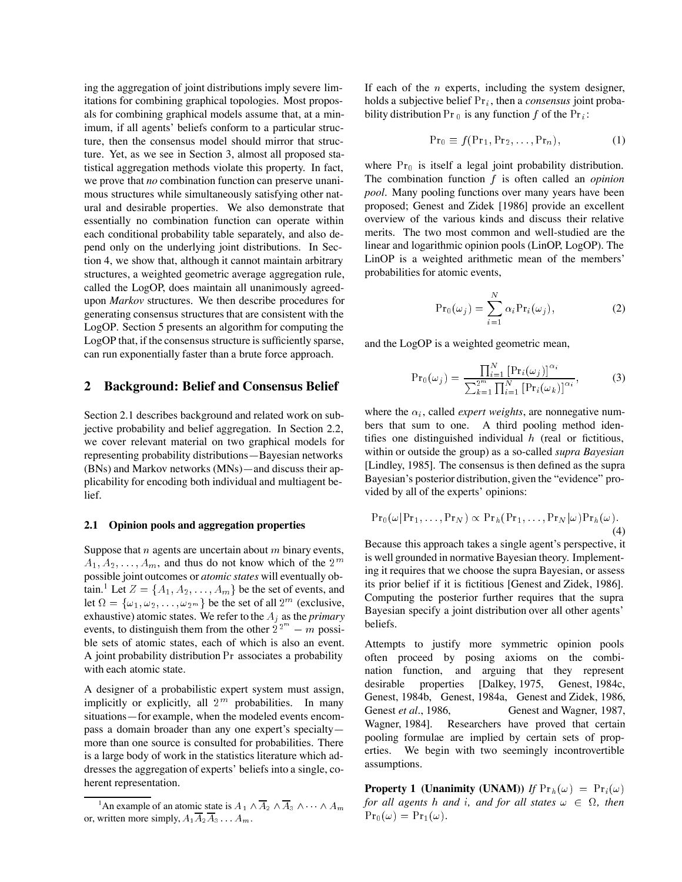ing the aggregation of joint distributions imply severe limitations for combining graphical topologies. Most proposals for combining graphical models assume that, at a minimum, if all agents' beliefs conform to a particular structure, then the consensus model should mirror that structure. Yet, as we see in Section 3, almost all proposed statistical aggregation methods violate this property. In fact, we prove that *no* combination function can preserve unanimous structures while simultaneously satisfying other natural and desirable properties. We also demonstrate that essentially no combination function can operate within each conditional probability table separately, and also depend only on the underlying joint distributions. In Section 4, we show that, although it cannot maintain arbitrary structures, a weighted geometric average aggregation rule, called the LogOP, does maintain all unanimously agreed-upon *Markov* structures. We then describe procedures for generating consensus structures that are consistent with the LogOP. Section 5 presents an algorithm for computing the LogOP that, if the consensus structure is sufficiently sparse, can run exponentially faster than a brute force approach.

## 2 Background: Belief and Consensus Belief

Section 2.1 describes background and related work on subjective probability and belief aggregation. In Section 2.2, we cover relevant material on two graphical models for representing probability distributions—Bayesian networks (BNs) and Markov networks (MNs)—and discuss their applicability for encoding both individual and multiagent belief.

### 2.1 Opinion pools and aggregation properties

Suppose that $n$ agents are uncertain about $m$ binary events, $A_1, A_2, \ldots, A_m$, and thus do not know which of the $2^m$ possible joint outcomes or *atomic states* will eventually obtain.[1] Let $Z = \{A_1, A_2, \ldots, A_m\}$ be the set of events, and let $\Omega = \{\omega_1, \omega_2, \ldots, \omega_{2^m}\}$ be the set of all $2^m$ (exclusive, exhaustive) atomic states. We refer to the $A_j$ as the *primary* events, to distinguish them from the other $2^{2^m} - m$ possible sets of atomic states, each of which is also an event. A joint probability distribution $\Pr$ associates a probability with each atomic state.

A designer of a probabilistic expert system must assign, implicitly or explicitly, all $2^m$ probabilities. In many situations—for example, when the modeled events encompass a domain broader than any one expert's specialty—more than one source is consulted for probabilities. There is a large body of work in the statistics literature which addresses the aggregation of experts' beliefs into a single, coherent representation.

[1] An example of an atomic state is $A_1 \wedge \overline{A}_2 \wedge \overline{A}_3 \wedge \cdots \wedge A_m$ or, written more simply, $A_1\overline{A}_2\overline{A}_3 \ldots A_m$.

If each of the $n$ experts, including the system designer, holds a subjective belief $\Pr_i$, then a *consensus* joint probability distribution $\Pr_0$ is any function $f$ of the $\Pr_i$:

$$\Pr_0 \equiv f(\Pr_1, \Pr_2, \ldots, \Pr_n), \tag{1}$$

where $\Pr_0$ is itself a legal joint probability distribution. The combination function $f$ is often called an *opinion pool*. Many pooling functions over many years have been proposed; Genest and Zidek [1986] provide an excellent overview of the various kinds and discuss their relative merits. The two most common and well-studied are the linear and logarithmic opinion pools (LinOP, LogOP). The LinOP is a weighted arithmetic mean of the members' probabilities for atomic events,

$$\Pr_0(\omega_j) = \sum_{i=1}^{N} \alpha_i \Pr_i(\omega_j), \tag{2}$$

and the LogOP is a weighted geometric mean,

$$\Pr_0(\omega_j) = \frac{\prod_{i=1}^{N} [\Pr_i(\omega_j)]^{\alpha_i}}{\sum_{k=1}^{2^m} \prod_{i=1}^{N} [\Pr_i(\omega_k)]^{\alpha_i}}, \tag{3}$$

where the $\alpha_i$, called *expert weights*, are nonnegative numbers that sum to one. A third pooling method identifies one distinguished individual $h$ (real or fictitious, within or outside the group) as a so-called *supra Bayesian* [Lindley, 1985]. The consensus is then defined as the supra Bayesian's posterior distribution, given the "evidence" provided by all of the experts' opinions:

$$\Pr_0(\omega | \Pr_1, \ldots, \Pr_N) \propto \Pr_h(\Pr_1, \ldots, \Pr_N | \omega) \Pr_h(\omega). \tag{4}$$

Because this approach takes a single agent's perspective, it is well grounded in normative Bayesian theory. Implementing it requires that we choose the supra Bayesian, or assess its prior belief if it is fictitious [Genest and Zidek, 1986]. Computing the posterior further requires that the supra Bayesian specify a joint distribution over all other agents' beliefs.

Attempts to justify more symmetric opinion pools often proceed by posing axioms on the combination function, and arguing that they represent desirable properties [Dalkey, 1975, Genest, 1984c, Genest, 1984b, Genest, 1984a, Genest and Zidek, 1986, Genest *et al.*, 1986, Genest and Wagner, 1987, Wagner, 1984]. Researchers have proved that certain pooling formulae are implied by certain sets of properties. We begin with two seemingly incontrovertible assumptions.

**Property 1 (Unanimity (UNAM))** *If $\Pr_h(\omega) = \Pr_i(\omega)$ for all agents $h$ and $i$, and for all states $\omega \in \Omega$, then $\Pr_0(\omega) = \Pr_1(\omega)$.*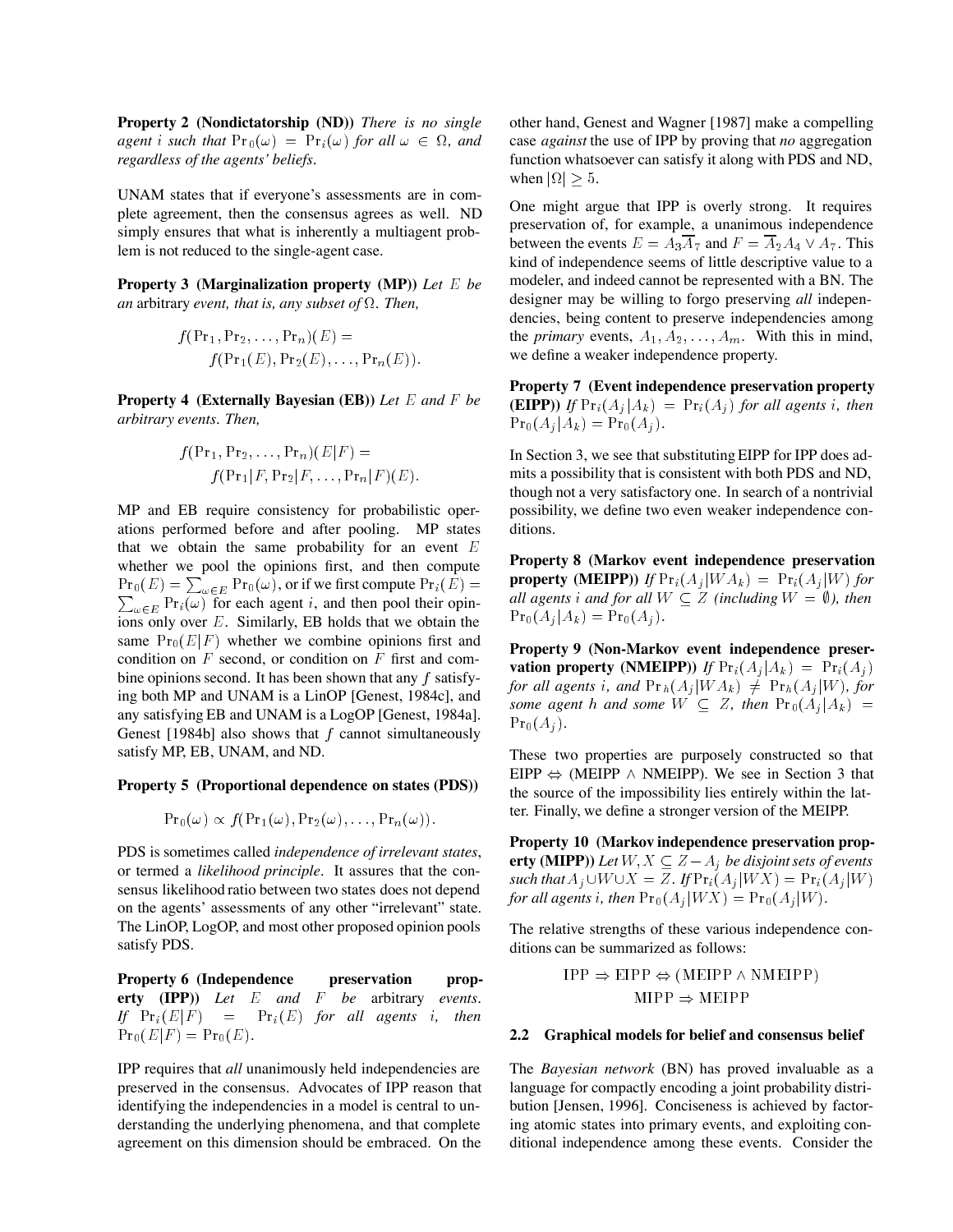**Property 2 (Nondictatorship (ND))** *There is no single agent $i$ such that $\Pr_0(\omega) = \Pr_i(\omega)$ for all $\omega \in \Omega$, and regardless of the agents' beliefs.*

UNAM states that if everyone's assessments are in complete agreement, then the consensus agrees as well. ND simply ensures that what is inherently a multiagent problem is not reduced to the single-agent case.

**Property 3 (Marginalization property (MP))** *Let $E$ be an* arbitrary *event, that is, any subset of $\Omega$. Then,*

$$f(\Pr_1, \Pr_2, \ldots, \Pr_n)(E) = f(\Pr_1(E), \Pr_2(E), \ldots, \Pr_n(E)).$$

**Property 4 (Externally Bayesian (EB))** *Let $E$ and $F$ be arbitrary events. Then,*

$$f(\Pr_1, \Pr_2, \ldots, \Pr_n)(E|F) = f(\Pr_1|F, \Pr_2|F, \ldots, \Pr_n|F)(E).$$

MP and EB require consistency for probabilistic operations performed before and after pooling. MP states that we obtain the same probability for an event $E$ whether we pool the opinions first, and then compute $\Pr_0(E) = \sum_{\omega \in E} \Pr_0(\omega)$, or if we first compute $\Pr_i(E) = \sum_{\omega \in E} \Pr_i(\omega)$ for each agent $i$, and then pool their opinions only over $E$. Similarly, EB holds that we obtain the same $\Pr_0(E|F)$ whether we combine opinions first and condition on $F$ second, or condition on $F$ first and combine opinions second. It has been shown that any $f$ satisfying both MP and UNAM is a LinOP [Genest, 1984c], and any satisfying EB and UNAM is a LogOP [Genest, 1984a]. Genest [1984b] also shows that $f$ cannot simultaneously satisfy MP, EB, UNAM, and ND.

**Property 5 (Proportional dependence on states (PDS))**

$$\Pr_0(\omega) \propto f(\Pr_1(\omega), \Pr_2(\omega), \ldots, \Pr_n(\omega)).$$

PDS is sometimes called *independence of irrelevant states*, or termed a *likelihood principle*. It assures that the consensus likelihood ratio between two states does not depend on the agents' assessments of any other "irrelevant" state. The LinOP, LogOP, and most other proposed opinion pools satisfy PDS.

**Property 6 (Independence preservation property (IPP))** *Let $E$ and $F$ be* arbitrary *events. If $\Pr_i(E|F) = \Pr_i(E)$ for all agents $i$, then $\Pr_0(E|F) = \Pr_0(E)$.*

IPP requires that *all* unanimously held independencies are preserved in the consensus. Advocates of IPP reason that identifying the independencies in a model is central to understanding the underlying phenomena, and that complete agreement on this dimension should be embraced. On the other hand, Genest and Wagner [1987] make a compelling case *against* the use of IPP by proving that *no* aggregation function whatsoever can satisfy it along with PDS and ND, when $|\Omega| \geq 5$.

One might argue that IPP is overly strong. It requires preservation of, for example, a unanimous independence between the events $E = A_3\overline{A}_7$ and $F = \overline{A}_2 A_4 \vee A_7$. This kind of independence seems of little descriptive value to a modeler, and indeed cannot be represented with a BN. The designer may be willing to forgo preserving *all* independencies, being content to preserve independencies among the *primary* events, $A_1, A_2, \ldots, A_m$. With this in mind, we define a weaker independence property.

**Property 7 (Event independence preservation property (EIPP))** *If $\Pr_i(A_j|A_k) = \Pr_i(A_j)$ for all agents $i$, then $\Pr_0(A_j|A_k) = \Pr_0(A_j)$.*

In Section 3, we see that substituting EIPP for IPP does admits a possibility that is consistent with both PDS and ND, though not a very satisfactory one. In search of a nontrivial possibility, we define two even weaker independence conditions.

**Property 8 (Markov event independence preservation property (MEIPP))** *If $\Pr_i(A_j|WA_k) = \Pr_i(A_j|W)$ for all agents $i$ and for all $W \subseteq Z$ (including $W = \emptyset$), then $\Pr_0(A_j|A_k) = \Pr_0(A_j)$.*

**Property 9 (Non-Markov event independence preservation property (NMEIPP))** *If $\Pr_i(A_j|A_k) = \Pr_i(A_j)$ for all agents $i$, and $\Pr_h(A_j|WA_k) \neq \Pr_h(A_j|W)$, for some agent $h$ and some $W \subseteq Z$, then $\Pr_0(A_j|A_k) = \Pr_0(A_j)$.*

These two properties are purposely constructed so that EIPP $\Leftrightarrow$ (MEIPP $\wedge$ NMEIPP). We see in Section 3 that the source of the impossibility lies entirely within the latter. Finally, we define a stronger version of the MEIPP.

**Property 10 (Markov independence preservation property (MIPP))** *Let $W, X \subseteq Z - A_j$ be disjoint sets of events such that $A_j \cup W \cup X = Z$. If $\Pr_i(A_j|WX) = \Pr_i(A_j|W)$ for all agents $i$, then $\Pr_0(A_j|WX) = \Pr_0(A_j|W)$.*

The relative strengths of these various independence conditions can be summarized as follows:

$$\text{IPP} \Rightarrow \text{EIPP} \Leftrightarrow (\text{MEIPP} \wedge \text{NMEIPP})$$
$$\text{MIPP} \Rightarrow \text{MEIPP}$$

### 2.2 Graphical models for belief and consensus belief

The *Bayesian network* (BN) has proved invaluable as a language for compactly encoding a joint probability distribution [Jensen, 1996]. Conciseness is achieved by factoring atomic states into primary events, and exploiting conditional independence among these events. Consider the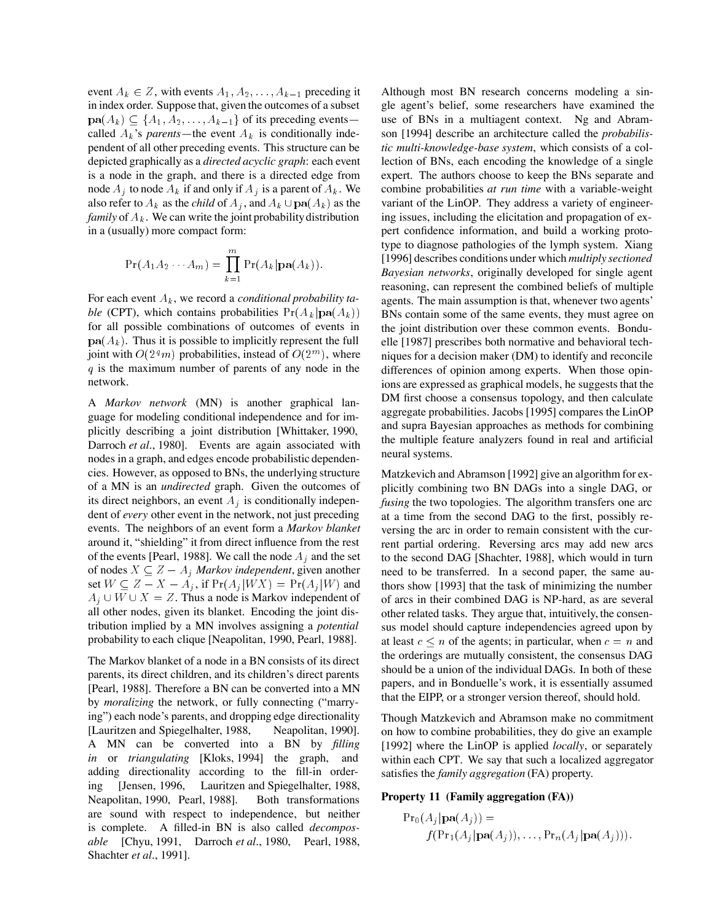event $A_k \in Z$, with events $A_1, A_2, \ldots, A_{k-1}$ preceding it in index order. Suppose that, given the outcomes of a subset $\mathbf{pa}(A_k) \subseteq \{A_1, A_2, \ldots, A_{k-1}\}$ of its preceding events—called $A_k$'s *parents*—the event $A_k$ is conditionally independent of all other preceding events. This structure can be depicted graphically as a *directed acyclic graph*: each event is a node in the graph, and there is a directed edge from node $A_j$ to node $A_k$ if and only if $A_j$ is a parent of $A_k$. We also refer to $A_k$ as the *child* of $A_j$, and $A_k \cup \mathbf{pa}(A_k)$ as the *family* of $A_k$. We can write the joint probability distribution in a (usually) more compact form:

$$\Pr(A_1 A_2 \cdots A_m) = \prod_{k=1}^{m} \Pr(A_k | \mathbf{pa}(A_k)).$$

For each event $A_k$, we record a *conditional probability table* (CPT), which contains probabilities $\Pr(A_k | \mathbf{pa}(A_k))$ for all possible combinations of outcomes of events in $\mathbf{pa}(A_k)$. Thus it is possible to implicitly represent the full joint with $O(2^q m)$ probabilities, instead of $O(2^m)$, where $q$ is the maximum number of parents of any node in the network.

A *Markov network* (MN) is another graphical language for modeling conditional independence and for implicitly describing a joint distribution [Whittaker, 1990, Darroch *et al.*, 1980]. Events are again associated with nodes in a graph, and edges encode probabilistic dependencies. However, as opposed to BNs, the underlying structure of a MN is an *undirected* graph. Given the outcomes of its direct neighbors, an event $A_j$ is conditionally independent of *every* other event in the network, not just preceding events. The neighbors of an event form a *Markov blanket* around it, "shielding" it from direct influence from the rest of the events [Pearl, 1988]. We call the node $A_j$ and the set of nodes $X \subseteq Z - A_j$ *Markov independent*, given another set $W \subseteq Z - X - A_j$, if $\Pr(A_j | WX) = \Pr(A_j | W)$ and $A_j \cup W \cup X = Z$. Thus a node is Markov independent of all other nodes, given its blanket. Encoding the joint distribution implied by a MN involves assigning a *potential* probability to each clique [Neapolitan, 1990, Pearl, 1988].

The Markov blanket of a node in a BN consists of its direct parents, its direct children, and its children's direct parents [Pearl, 1988]. Therefore a BN can be converted into a MN by *moralizing* the network, or fully connecting ("marrying") each node's parents, and dropping edge directionality [Lauritzen and Spiegelhalter, 1988, Neapolitan, 1990]. A MN can be converted into a BN by *filling in* or *triangulating* [Kloks, 1994] the graph, and adding directionality according to the fill-in ordering [Jensen, 1996, Lauritzen and Spiegelhalter, 1988, Neapolitan, 1990, Pearl, 1988]. Both transformations are sound with respect to independence, but neither is complete. A filled-in BN is also called *decomposable* [Chyu, 1991, Darroch *et al.*, 1980, Pearl, 1988, Shachter *et al.*, 1991].

Although most BN research concerns modeling a single agent's belief, some researchers have examined the use of BNs in a multiagent context. Ng and Abramson [1994] describe an architecture called the *probabilistic multi-knowledge-base system*, which consists of a collection of BNs, each encoding the knowledge of a single expert. The authors choose to keep the BNs separate and combine probabilities *at run time* with a variable-weight variant of the LinOP. They address a variety of engineering issues, including the elicitation and propagation of expert confidence information, and build a working prototype to diagnose pathologies of the lymph system. Xiang [1996] describes conditions under which *multiply sectioned Bayesian networks*, originally developed for single agent reasoning, can represent the combined beliefs of multiple agents. The main assumption is that, whenever two agents' BNs contain some of the same events, they must agree on the joint distribution over these common events. Bonduelle [1987] prescribes both normative and behavioral techniques for a decision maker (DM) to identify and reconcile differences of opinion among experts. When those opinions are expressed as graphical models, he suggests that the DM first choose a consensus topology, and then calculate aggregate probabilities. Jacobs [1995] compares the LinOP and supra Bayesian approaches as methods for combining the multiple feature analyzers found in real and artificial neural systems.

Matzkevich and Abramson [1992] give an algorithm for explicitly combining two BN DAGs into a single DAG, or *fusing* the two topologies. The algorithm transfers one arc at a time from the second DAG to the first, possibly reversing the arc in order to remain consistent with the current partial ordering. Reversing arcs may add new arcs to the second DAG [Shachter, 1988], which would in turn need to be transferred. In a second paper, the same authors show [1993] that the task of minimizing the number of arcs in their combined DAG is NP-hard, as are several other related tasks. They argue that, intuitively, the consensus model should capture independencies agreed upon by at least $c \leq n$ of the agents; in particular, when $c = n$ and the orderings are mutually consistent, the consensus DAG should be a union of the individual DAGs. In both of these papers, and in Bonduelle's work, it is essentially assumed that the EIPP, or a stronger version thereof, should hold.

Though Matzkevich and Abramson make no commitment on how to combine probabilities, they do give an example [1992] where the LinOP is applied *locally*, or separately within each CPT. We say that such a localized aggregator satisfies the *family aggregation* (FA) property.

**Property 11 (Family aggregation (FA))**

$$\Pr_0(A_j | \mathbf{pa}(A_j)) = f(\Pr_1(A_j | \mathbf{pa}(A_j)), \ldots, \Pr_n(A_j | \mathbf{pa}(A_j))).$$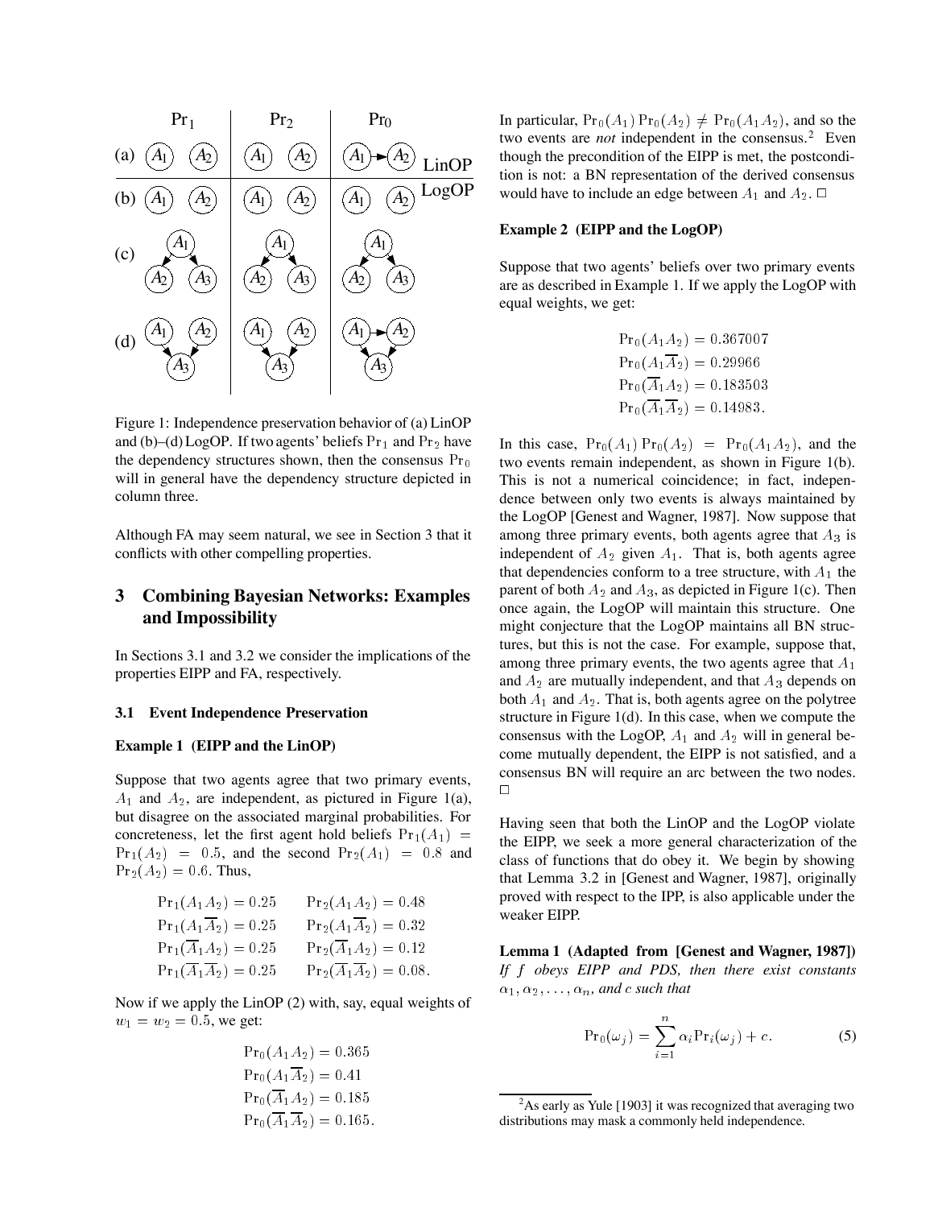Figure 1: Independence preservation behavior of (a) LinOP and (b)–(d) LogOP. If two agents' beliefs $\Pr_1$ and $\Pr_2$ have the dependency structures shown, then the consensus $\Pr_0$ will in general have the dependency structure depicted in column three.

Although FA may seem natural, we see in Section 3 that it conflicts with other compelling properties.

## 3 Combining Bayesian Networks: Examples and Impossibility

In Sections 3.1 and 3.2 we consider the implications of the properties EIPP and FA, respectively.

### 3.1 Event Independence Preservation

**Example 1 (EIPP and the LinOP)**

Suppose that two agents agree that two primary events, $A_1$ and $A_2$, are independent, as pictured in Figure 1(a), but disagree on the associated marginal probabilities. For concreteness, let the first agent hold beliefs $\Pr_1(A_1) = \Pr_1(A_2) = 0.5$, and the second $\Pr_2(A_1) = 0.8$ and $\Pr_2(A_2) = 0.6$. Thus,

$$\begin{array}{ll} \Pr_1(A_1 A_2) = 0.25 & \Pr_2(A_1 A_2) = 0.48 \\ \Pr_1(A_1 \overline{A}_2) = 0.25 & \Pr_2(A_1 \overline{A}_2) = 0.32 \\ \Pr_1(\overline{A}_1 A_2) = 0.25 & \Pr_2(\overline{A}_1 A_2) = 0.12 \\ \Pr_1(\overline{A}_1 \overline{A}_2) = 0.25 & \Pr_2(\overline{A}_1 \overline{A}_2) = 0.08. \end{array}$$

Now if we apply the LinOP (2) with, say, equal weights of $w_1 = w_2 = 0.5$, we get:

$$\begin{aligned} \Pr_0(A_1 A_2) &= 0.365 \\ \Pr_0(A_1 \overline{A}_2) &= 0.41 \\ \Pr_0(\overline{A}_1 A_2) &= 0.185 \\ \Pr_0(\overline{A}_1 \overline{A}_2) &= 0.165. \end{aligned}$$

In particular, $\Pr_0(A_1)\Pr_0(A_2) \neq \Pr_0(A_1 A_2)$, and so the two events are *not* independent in the consensus.[2] Even though the precondition of the EIPP is met, the postcondition is not: a BN representation of the derived consensus would have to include an edge between $A_1$ and $A_2$. □

**Example 2 (EIPP and the LogOP)**

Suppose that two agents' beliefs over two primary events are as described in Example 1. If we apply the LogOP with equal weights, we get:

$$\begin{aligned} \Pr_0(A_1 A_2) &= 0.367007 \\ \Pr_0(A_1 \overline{A}_2) &= 0.29966 \\ \Pr_0(\overline{A}_1 A_2) &= 0.183503 \\ \Pr_0(\overline{A}_1 \overline{A}_2) &= 0.14983. \end{aligned}$$

In this case, $\Pr_0(A_1)\Pr_0(A_2) = \Pr_0(A_1 A_2)$, and the two events remain independent, as shown in Figure 1(b). This is not a numerical coincidence; in fact, independence between only two events is always maintained by the LogOP [Genest and Wagner, 1987]. Now suppose that among three primary events, both agents agree that $A_3$ is independent of $A_2$ given $A_1$. That is, both agents agree that dependencies conform to a tree structure, with $A_1$ the parent of both $A_2$ and $A_3$, as depicted in Figure 1(c). Then once again, the LogOP will maintain this structure. One might conjecture that the LogOP maintains all BN structures, but this is not the case. For example, suppose that, among three primary events, the two agents agree that $A_1$ and $A_2$ are mutually independent, and that $A_3$ depends on both $A_1$ and $A_2$. That is, both agents agree on the polytree structure in Figure 1(d). In this case, when we compute the consensus with the LogOP, $A_1$ and $A_2$ will in general become mutually dependent, the EIPP is not satisfied, and a consensus BN will require an arc between the two nodes. □

Having seen that both the LinOP and the LogOP violate the EIPP, we seek a more general characterization of the class of functions that do obey it. We begin by showing that Lemma 3.2 in [Genest and Wagner, 1987], originally proved with respect to the IPP, is also applicable under the weaker EIPP.

**Lemma 1 (Adapted from [Genest and Wagner, 1987])** *If $f$ obeys EIPP and PDS, then there exist constants $\alpha_1, \alpha_2, \ldots, \alpha_n$, and $c$ such that*

$$\Pr_0(\omega_j) = \sum_{i=1}^{n} \alpha_i \Pr_i(\omega_j) + c. \tag{5}$$

[2] As early as Yule [1903] it was recognized that averaging two distributions may mask a commonly held independence.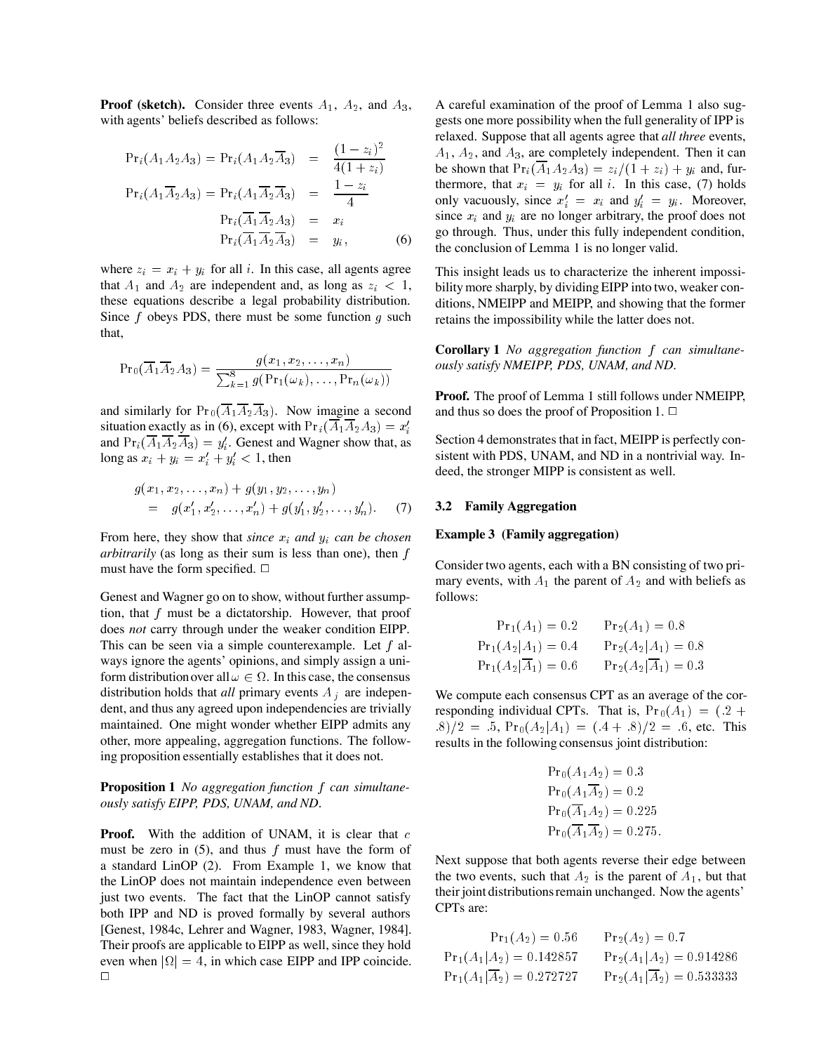**Proof (sketch).** Consider three events $A_1$, $A_2$, and $A_3$, with agents' beliefs described as follows:

$$
\begin{aligned}
\Pr_i(A_1 A_2 A_3) = \Pr_i(A_1 A_2 \overline{A}_3) &= \frac{(1-z_i)^2}{4(1+z_i)} \\
\Pr_i(A_1 \overline{A}_2 A_3) = \Pr_i(A_1 \overline{A}_2 \overline{A}_3) &= \frac{1-z_i}{4} \\
\Pr_i(\overline{A}_1 \overline{A}_2 A_3) &= x_i \\
\Pr_i(\overline{A}_1 \overline{A}_2 \overline{A}_3) &= y_i, \qquad (6)
\end{aligned}
$$

where $z_i = x_i + y_i$ for all $i$. In this case, all agents agree that $A_1$ and $A_2$ are independent and, as long as $z_i < 1$, these equations describe a legal probability distribution. Since $f$ obeys PDS, there must be some function $g$ such that,

$$
\Pr_0(\overline{A}_1 \overline{A}_2 A_3) = \frac{g(x_1, x_2, \ldots, x_n)}{\sum_{k=1}^{8} g(\Pr_1(\omega_k), \ldots, \Pr_n(\omega_k))}
$$

and similarly for $\Pr_0(\overline{A}_1 \overline{A}_2 \overline{A}_3)$. Now imagine a second situation exactly as in (6), except with $\Pr_i(\overline{A}_1 \overline{A}_2 A_3) = x_i'$ and $\Pr_i(\overline{A}_1 \overline{A}_2 \overline{A}_3) = y_i'$. Genest and Wagner show that, as long as $x_i + y_i = x_i' + y_i' < 1$, then

$$
\begin{aligned}
& g(x_1, x_2, \ldots, x_n) + g(y_1, y_2, \ldots, y_n) \\
&= \; g(x_1', x_2', \ldots, x_n') + g(y_1', y_2', \ldots, y_n'). \qquad (7)
\end{aligned}
$$

From here, they show that *since $x_i$ and $y_i$ can be chosen arbitrarily* (as long as their sum is less than one), then $f$ must have the form specified. □

Genest and Wagner go on to show, without further assumption, that $f$ must be a dictatorship. However, that proof does *not* carry through under the weaker condition EIPP. This can be seen via a simple counterexample. Let $f$ always ignore the agents' opinions, and simply assign a uniform distribution over all $\omega \in \Omega$. In this case, the consensus distribution holds that *all* primary events $A_j$ are independent, and thus any agreed upon independencies are trivially maintained. One might wonder whether EIPP admits any other, more appealing, aggregation functions. The following proposition essentially establishes that it does not.

**Proposition 1** *No aggregation function $f$ can simultaneously satisfy EIPP, PDS, UNAM, and ND.*

**Proof.** With the addition of UNAM, it is clear that $c$ must be zero in (5), and thus $f$ must have the form of a standard LinOP (2). From Example 1, we know that the LinOP does not maintain independence even between just two events. The fact that the LinOP cannot satisfy both IPP and ND is proved formally by several authors [Genest, 1984c, Lehrer and Wagner, 1983, Wagner, 1984]. Their proofs are applicable to EIPP as well, since they hold even when $|\Omega| = 4$, in which case EIPP and IPP coincide. □

A careful examination of the proof of Lemma 1 also suggests one more possibility when the full generality of IPP is relaxed. Suppose that all agents agree that *all three* events, $A_1$, $A_2$, and $A_3$, are completely independent. Then it can be shown that $\Pr_i(\overline{A}_1 A_2 A_3) = z_i/(1+z_i) + y_i$ and, furthermore, that $x_i = y_i$ for all $i$. In this case, (7) holds only vacuously, since $x_i' = x_i$ and $y_i' = y_i$. Moreover, since $x_i$ and $y_i$ are no longer arbitrary, the proof does not go through. Thus, under this fully independent condition, the conclusion of Lemma 1 is no longer valid.

This insight leads us to characterize the inherent impossibility more sharply, by dividing EIPP into two, weaker conditions, NMEIPP and MEIPP, and showing that the former retains the impossibility while the latter does not.

**Corollary 1** *No aggregation function $f$ can simultaneously satisfy NMEIPP, PDS, UNAM, and ND.*

**Proof.** The proof of Lemma 1 still follows under NMEIPP, and thus so does the proof of Proposition 1. □

Section 4 demonstrates that in fact, MEIPP is perfectly consistent with PDS, UNAM, and ND in a nontrivial way. Indeed, the stronger MIPP is consistent as well.

### 3.2 Family Aggregation

**Example 3 (Family aggregation)**

Consider two agents, each with a BN consisting of two primary events, with $A_1$ the parent of $A_2$ and with beliefs as follows:

$$
\begin{aligned}
\Pr_1(A_1) &= 0.2 & \Pr_2(A_1) &= 0.8 \\
\Pr_1(A_2|A_1) &= 0.4 & \Pr_2(A_2|A_1) &= 0.8 \\
\Pr_1(A_2|\overline{A}_1) &= 0.6 & \Pr_2(A_2|\overline{A}_1) &= 0.3
\end{aligned}
$$

We compute each consensus CPT as an average of the corresponding individual CPTs. That is, $\Pr_0(A_1) = (.2 + .8)/2 = .5$, $\Pr_0(A_2|A_1) = (.4 + .8)/2 = .6$, etc. This results in the following consensus joint distribution:

$$
\begin{aligned}
\Pr_0(A_1 A_2) &= 0.3 \\
\Pr_0(A_1 \overline{A}_2) &= 0.2 \\
\Pr_0(\overline{A}_1 A_2) &= 0.225 \\
\Pr_0(\overline{A}_1 \overline{A}_2) &= 0.275.
\end{aligned}
$$

Next suppose that both agents reverse their edge between the two events, such that $A_2$ is the parent of $A_1$, but that their joint distributions remain unchanged. Now the agents' CPTs are:

$$
\begin{aligned}
\Pr_1(A_2) &= 0.56 & \Pr_2(A_2) &= 0.7 \\
\Pr_1(A_1|A_2) &= 0.142857 & \Pr_2(A_1|A_2) &= 0.914286 \\
\Pr_1(A_1|\overline{A}_2) &= 0.272727 & \Pr_2(A_1|\overline{A}_2) &= 0.533333
\end{aligned}
$$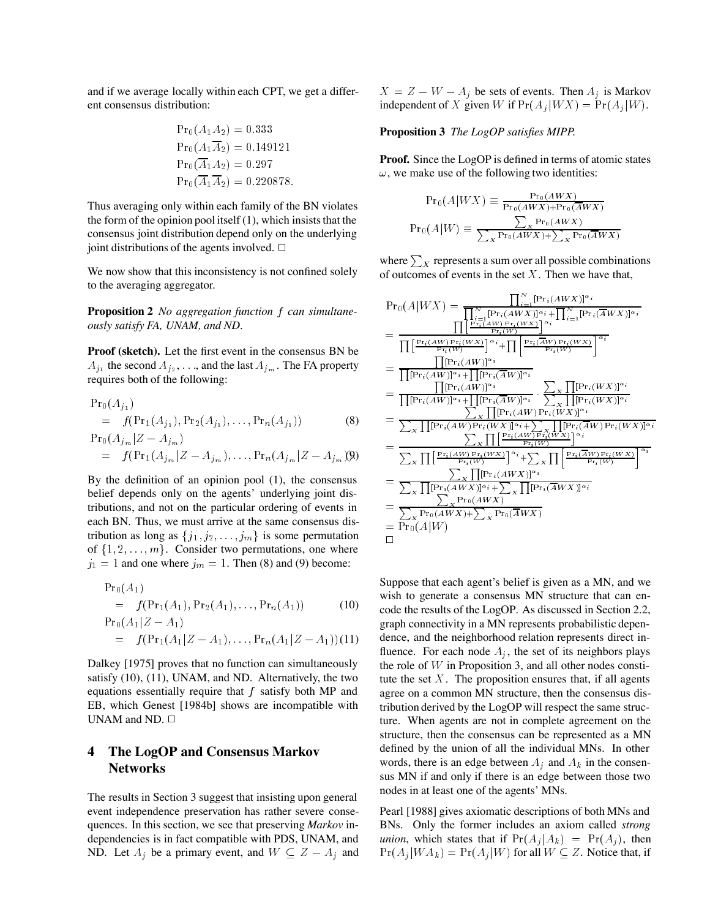and if we average locally within each CPT, we get a different consensus distribution:

$$\Pr_0(A_1 A_2) = 0.333$$
$$\Pr_0(A_1 \overline{A}_2) = 0.149121$$
$$\Pr_0(\overline{A}_1 A_2) = 0.297$$
$$\Pr_0(\overline{A}_1 \overline{A}_2) = 0.220878.$$

Thus averaging only within each family of the BN violates the form of the opinion pool itself (1), which insists that the consensus joint distribution depend only on the underlying joint distributions of the agents involved. □

We now show that this inconsistency is not confined solely to the averaging aggregator.

**Proposition 2** *No aggregation function $f$ can simultaneously satisfy FA, UNAM, and ND.*

**Proof (sketch).** Let the first event in the consensus BN be $A_{j_1}$ the second $A_{j_2}$, . . ., and the last $A_{j_m}$. The FA property requires both of the following:

$$\Pr_0(A_{j_1}) = f(\Pr_1(A_{j_1}), \Pr_2(A_{j_1}), \ldots, \Pr_n(A_{j_1})) \quad (8)$$

$$\Pr_0(A_{j_m}|Z - A_{j_m}) = f(\Pr_1(A_{j_m}|Z - A_{j_m}), \ldots, \Pr_n(A_{j_m}|Z - A_{j_m})) \quad (9)$$

By the definition of an opinion pool (1), the consensus belief depends only on the agents' underlying joint distributions, and not on the particular ordering of events in each BN. Thus, we must arrive at the same consensus distribution as long as $\{j_1, j_2, \ldots, j_m\}$ is some permutation of $\{1, 2, \ldots, m\}$. Consider two permutations, one where $j_1 = 1$ and one where $j_m = 1$. Then (8) and (9) become:

$$\Pr_0(A_1) = f(\Pr_1(A_1), \Pr_2(A_1), \ldots, \Pr_n(A_1)) \quad (10)$$

$$\Pr_0(A_1|Z - A_1) = f(\Pr_1(A_1|Z - A_1), \ldots, \Pr_n(A_1|Z - A_1)) \quad (11)$$

Dalkey [1975] proves that no function can simultaneously satisfy (10), (11), UNAM, and ND. Alternatively, the two equations essentially require that $f$ satisfy both MP and EB, which Genest [1984b] shows are incompatible with UNAM and ND. □

# 4 The LogOP and Consensus Markov Networks

The results in Section 3 suggest that insisting upon general event independence preservation has rather severe consequences. In this section, we see that preserving *Markov* independencies is in fact compatible with PDS, UNAM, and ND. Let $A_j$ be a primary event, and $W \subseteq Z - A_j$ and $X = Z - W - A_j$ be sets of events. Then $A_j$ is Markov independent of $X$ given $W$ if $\Pr(A_j|WX) = \Pr(A_j|W)$.

**Proposition 3** *The LogOP satisfies MIPP.*

**Proof.** Since the LogOP is defined in terms of atomic states $\omega$, we make use of the following two identities:

$$\Pr_0(A|WX) \equiv \frac{\Pr_0(AWX)}{\Pr_0(AWX)+\Pr_0(\overline{A}WX)}$$

$$\Pr_0(A|W) \equiv \frac{\sum_X \Pr_0(AWX)}{\sum_X \Pr_0(AWX)+\sum_X \Pr_0(\overline{A}WX)}$$

where $\sum_X$ represents a sum over all possible combinations of outcomes of events in the set $X$. Then we have that,

$$\begin{aligned}
\Pr_0(A|WX) &= \frac{\prod_{i=1}^N [\Pr_i(AWX)]^{\alpha_i}}{\prod_{i=1}^N [\Pr_i(AWX)]^{\alpha_i} + \prod_{i=1}^N [\Pr_i(\overline{A}WX)]^{\alpha_i}} \\
&= \frac{\prod \left[\frac{\Pr_i(AW)\Pr_i(WX)}{\Pr_i(W)}\right]^{\alpha_i}}{\prod \left[\frac{\Pr_i(AW)\Pr_i(WX)}{\Pr_i(W)}\right]^{\alpha_i} + \prod \left[\frac{\Pr_i(\overline{A}W)\Pr_i(WX)}{\Pr_i(W)}\right]^{\alpha_i}} \\
&= \frac{\prod [\Pr_i(AW)]^{\alpha_i}}{\prod [\Pr_i(AW)]^{\alpha_i} + \prod [\Pr_i(\overline{A}W)]^{\alpha_i}} \\
&= \frac{\prod [\Pr_i(AW)]^{\alpha_i}}{\prod [\Pr_i(AW)]^{\alpha_i} + \prod [\Pr_i(\overline{A}W)]^{\alpha_i}} \cdot \frac{\sum_X \prod [\Pr_i(WX)]^{\alpha_i}}{\sum_X \prod [\Pr_i(WX)]^{\alpha_i}} \\
&= \frac{\sum_X \prod [\Pr_i(AW)\Pr_i(WX)]^{\alpha_i}}{\sum_X \prod [\Pr_i(AW)\Pr_i(WX)]^{\alpha_i} + \sum_X \prod [\Pr_i(\overline{A}W)\Pr_i(WX)]^{\alpha_i}} \\
&= \frac{\sum_X \prod \left[\frac{\Pr_i(AW)\Pr_i(WX)}{\Pr_i(W)}\right]^{\alpha_i}}{\sum_X \prod \left[\frac{\Pr_i(AW)\Pr_i(WX)}{\Pr_i(W)}\right]^{\alpha_i} + \sum_X \prod \left[\frac{\Pr_i(\overline{A}W)\Pr_i(WX)}{\Pr_i(W)}\right]^{\alpha_i}} \\
&= \frac{\sum_X \prod [\Pr_i(AWX)]^{\alpha_i}}{\sum_X \prod [\Pr_i(AWX)]^{\alpha_i} + \sum_X \prod [\Pr_i(\overline{A}WX)]^{\alpha_i}} \\
&= \frac{\sum_X \Pr_0(AWX)}{\sum_X \Pr_0(AWX) + \sum_X \Pr_0(\overline{A}WX)} \\
&= \Pr_0(A|W)
\end{aligned}$$

□

Suppose that each agent's belief is given as a MN, and we wish to generate a consensus MN structure that can encode the results of the LogOP. As discussed in Section 2.2, graph connectivity in a MN represents probabilistic dependence, and the neighborhood relation represents direct influence. For each node $A_j$, the set of its neighbors plays the role of $W$ in Proposition 3, and all other nodes constitute the set $X$. The proposition ensures that, if all agents agree on a common MN structure, then the consensus distribution derived by the LogOP will respect the same structure. When agents are not in complete agreement on the structure, then the consensus can be represented as a MN defined by the union of all the individual MNs. In other words, there is an edge between $A_j$ and $A_k$ in the consensus MN if and only if there is an edge between those two nodes in at least one of the agents' MNs.

Pearl [1988] gives axiomatic descriptions of both MNs and BNs. Only the former includes an axiom called *strong union*, which states that if $\Pr(A_j|A_k) = \Pr(A_j)$, then $\Pr(A_j|WA_k) = \Pr(A_j|W)$ for all $W \subseteq Z$. Notice that, if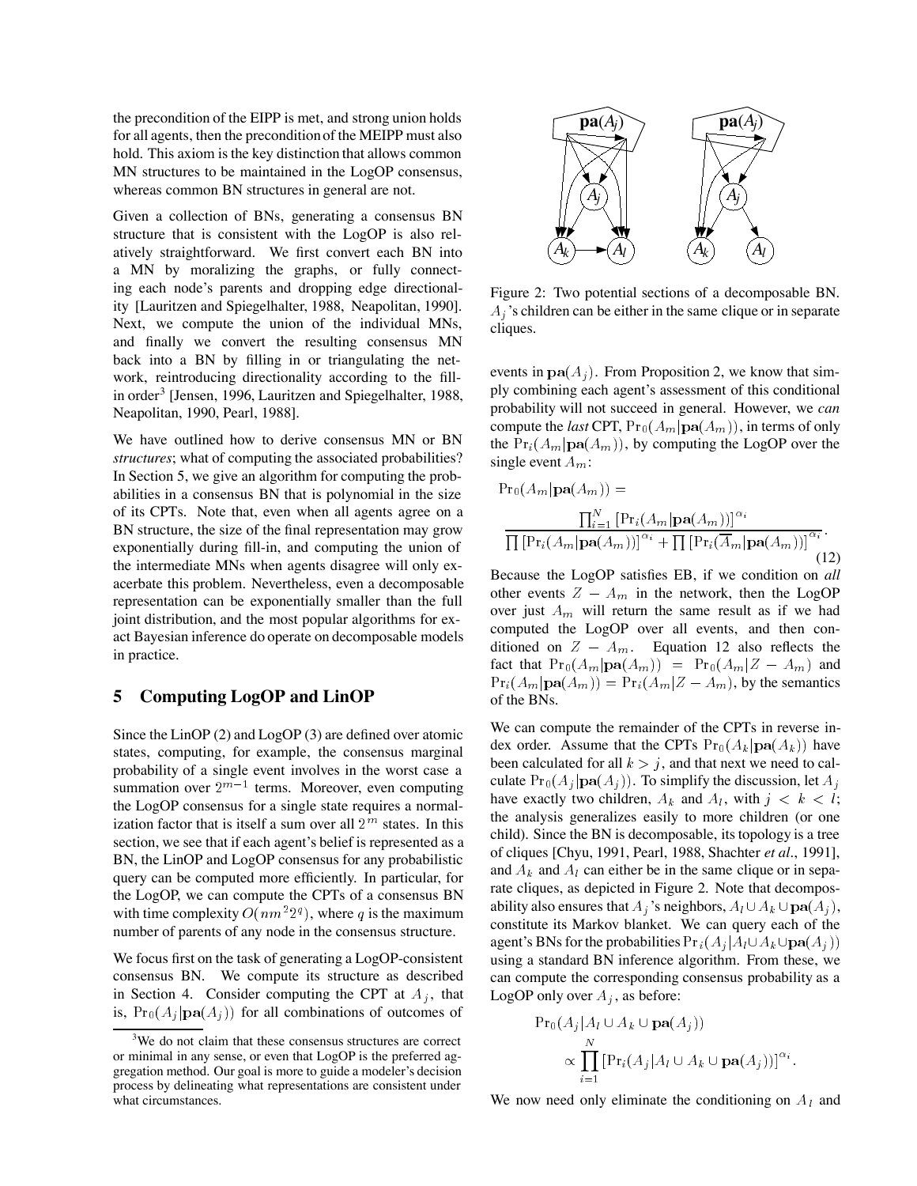the precondition of the EIPP is met, and strong union holds for all agents, then the precondition of the MEIPP must also hold. This axiom is the key distinction that allows common MN structures to be maintained in the LogOP consensus, whereas common BN structures in general are not.

Given a collection of BNs, generating a consensus BN structure that is consistent with the LogOP is also relatively straightforward. We first convert each BN into a MN by moralizing the graphs, or fully connecting each node's parents and dropping edge directionality [Lauritzen and Spiegelhalter, 1988, Neapolitan, 1990]. Next, we compute the union of the individual MNs, and finally we convert the resulting consensus MN back into a BN by filling in or triangulating the network, reintroducing directionality according to the fill-in order[3] [Jensen, 1996, Lauritzen and Spiegelhalter, 1988, Neapolitan, 1990, Pearl, 1988].

We have outlined how to derive consensus MN or BN *structures*; what of computing the associated probabilities? In Section 5, we give an algorithm for computing the probabilities in a consensus BN that is polynomial in the size of its CPTs. Note that, even when all agents agree on a BN structure, the size of the final representation may grow exponentially during fill-in, and computing the union of the intermediate MNs when agents disagree will only exacerbate this problem. Nevertheless, even a decomposable representation can be exponentially smaller than the full joint distribution, and the most popular algorithms for exact Bayesian inference do operate on decomposable models in practice.

## 5 Computing LogOP and LinOP

Since the LinOP (2) and LogOP (3) are defined over atomic states, computing, for example, the consensus marginal probability of a single event involves in the worst case a summation over $2^{m-1}$ terms. Moreover, even computing the LogOP consensus for a single state requires a normalization factor that is itself a sum over all $2^m$ states. In this section, we see that if each agent's belief is represented as a BN, the LinOP and LogOP consensus for any probabilistic query can be computed more efficiently. In particular, for the LogOP, we can compute the CPTs of a consensus BN with time complexity $O(nm^2 2^q)$, where $q$ is the maximum number of parents of any node in the consensus structure.

We focus first on the task of generating a LogOP-consistent consensus BN. We compute its structure as described in Section 4. Consider computing the CPT at $A_j$, that is, $\Pr_0(A_j|\mathbf{pa}(A_j))$ for all combinations of outcomes of events in $\mathbf{pa}(A_j)$. From Proposition 2, we know that simply combining each agent's assessment of this conditional probability will not succeed in general. However, we *can* compute the *last* CPT, $\Pr_0(A_m|\mathbf{pa}(A_m))$, in terms of only the $\Pr_i(A_m|\mathbf{pa}(A_m))$, by computing the LogOP over the single event $A_m$:

$$\Pr_0(A_m|\mathbf{pa}(A_m)) = \frac{\prod_{i=1}^{N}\left[\Pr_i(A_m|\mathbf{pa}(A_m))\right]^{\alpha_i}}{\prod\left[\Pr_i(A_m|\mathbf{pa}(A_m))\right]^{\alpha_i} + \prod\left[\Pr_i(\overline{A}_m|\mathbf{pa}(A_m))\right]^{\alpha_i}}. \quad (12)$$

Because the LogOP satisfies EB, if we condition on *all* other events $Z - A_m$ in the network, then the LogOP over just $A_m$ will return the same result as if we had computed the LogOP over all events, and then conditioned on $Z - A_m$. Equation 12 also reflects the fact that $\Pr_0(A_m|\mathbf{pa}(A_m)) = \Pr_0(A_m|Z - A_m)$ and $\Pr_i(A_m|\mathbf{pa}(A_m)) = \Pr_i(A_m|Z - A_m)$, by the semantics of the BNs.

We can compute the remainder of the CPTs in reverse index order. Assume that the CPTs $\Pr_0(A_k|\mathbf{pa}(A_k))$ have been calculated for all $k > j$, and that next we need to calculate $\Pr_0(A_j|\mathbf{pa}(A_j))$. To simplify the discussion, let $A_j$ have exactly two children, $A_k$ and $A_l$, with $j < k < l$; the analysis generalizes easily to more children (or one child). Since the BN is decomposable, its topology is a tree of cliques [Chyu, 1991, Pearl, 1988, Shachter *et al.*, 1991], and $A_k$ and $A_l$ can either be in the same clique or in separate cliques, as depicted in Figure 2. Note that decomposability also ensures that $A_j$'s neighbors, $A_l \cup A_k \cup \mathbf{pa}(A_j)$, constitute its Markov blanket. We can query each of the agent's BNs for the probabilities $\Pr_i(A_j|A_l \cup A_k \cup \mathbf{pa}(A_j))$ using a standard BN inference algorithm. From these, we can compute the corresponding consensus probability as a LogOP only over $A_j$, as before:

$$\Pr_0(A_j|A_l \cup A_k \cup \mathbf{pa}(A_j)) \propto \prod_{i=1}^{N}\left[\Pr_i(A_j|A_l \cup A_k \cup \mathbf{pa}(A_j))\right]^{\alpha_i}.$$

We now need only eliminate the conditioning on $A_l$ and

Figure 2: Two potential sections of a decomposable BN. $A_j$'s children can be either in the same clique or in separate cliques.

[3] We do not claim that these consensus structures are correct or minimal in any sense, or even that LogOP is the preferred aggregation method. Our goal is more to guide a modeler's decision process by delineating what representations are consistent under what circumstances.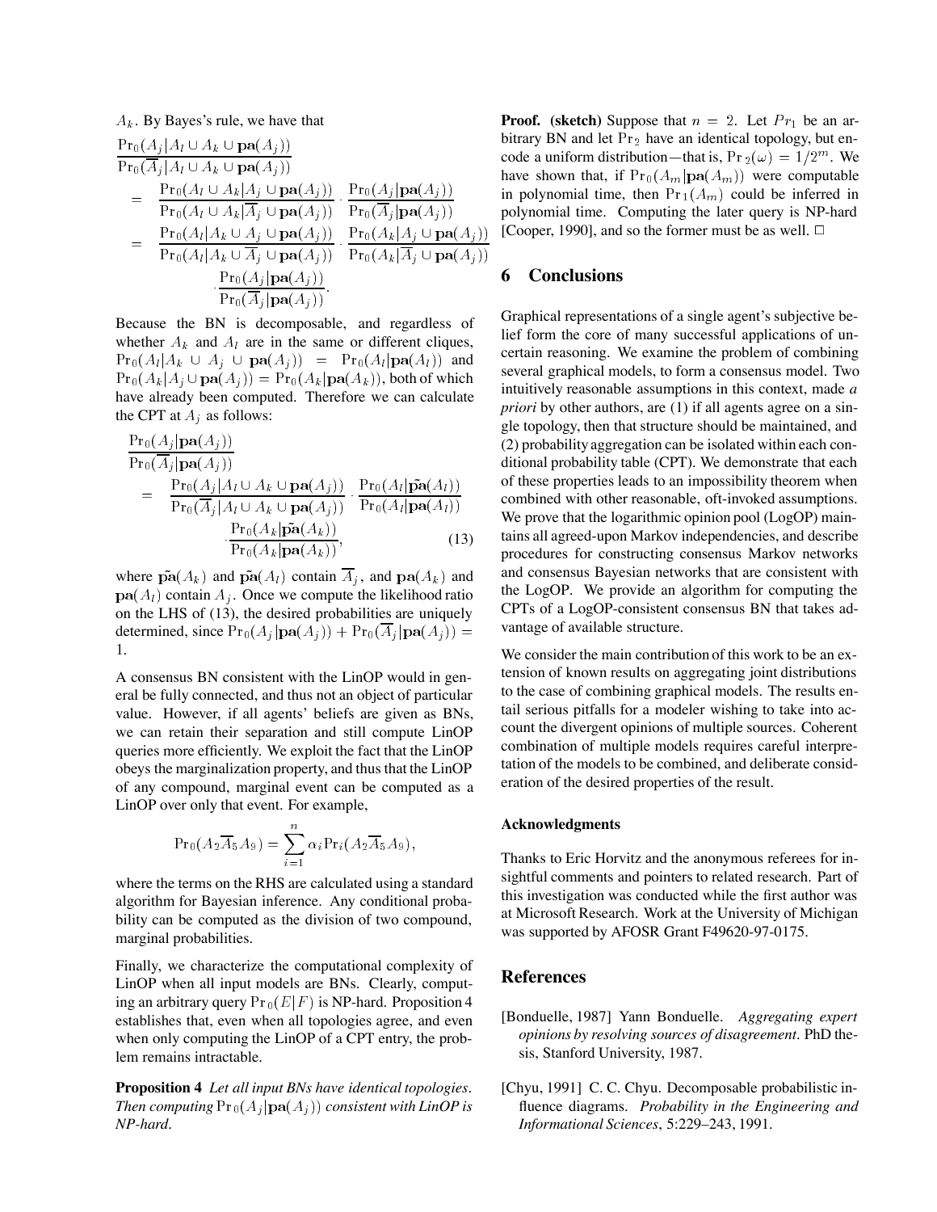$A_k$. By Bayes's rule, we have that

$$
\begin{aligned}
&\frac{\Pr_0(A_j|A_l \cup A_k \cup \mathbf{pa}(A_j))}{\Pr_0(\overline{A}_j|A_l \cup A_k \cup \mathbf{pa}(A_j))} \\
&= \frac{\Pr_0(A_l \cup A_k|A_j \cup \mathbf{pa}(A_j))}{\Pr_0(A_l \cup A_k|\overline{A}_j \cup \mathbf{pa}(A_j))} \cdot \frac{\Pr_0(A_j|\mathbf{pa}(A_j))}{\Pr_0(\overline{A}_j|\mathbf{pa}(A_j))} \\
&= \frac{\Pr_0(A_l|A_k \cup A_j \cup \mathbf{pa}(A_j))}{\Pr_0(A_l|A_k \cup \overline{A}_j \cup \mathbf{pa}(A_j))} \cdot \frac{\Pr_0(A_k|A_j \cup \mathbf{pa}(A_j))}{\Pr_0(A_k|\overline{A}_j \cup \mathbf{pa}(A_j))} \\
&\qquad \cdot \frac{\Pr_0(A_j|\mathbf{pa}(A_j))}{\Pr_0(\overline{A}_j|\mathbf{pa}(A_j))}.
\end{aligned}
$$

Because the BN is decomposable, and regardless of whether $A_k$ and $A_l$ are in the same or different cliques, $\Pr_0(A_l|A_k \cup A_j \cup \mathbf{pa}(A_j)) = \Pr_0(A_l|\mathbf{pa}(A_l))$ and $\Pr_0(A_k|A_j \cup \mathbf{pa}(A_j)) = \Pr_0(A_k|\mathbf{pa}(A_k))$, both of which have already been computed. Therefore we can calculate the CPT at $A_j$ as follows:

$$
\begin{aligned}
&\frac{\Pr_0(A_j|\mathbf{pa}(A_j))}{\Pr_0(\overline{A}_j|\mathbf{pa}(A_j))} \\
&= \frac{\Pr_0(A_j|A_l \cup A_k \cup \mathbf{pa}(A_j))}{\Pr_0(\overline{A}_j|A_l \cup A_k \cup \mathbf{pa}(A_j))} \cdot \frac{\Pr_0(A_l|\tilde{\mathbf{pa}}(A_l))}{\Pr_0(A_l|\mathbf{pa}(A_l))} \\
&\qquad \cdot \frac{\Pr_0(A_k|\tilde{\mathbf{pa}}(A_k))}{\Pr_0(A_k|\mathbf{pa}(A_k))}, \qquad (13)
\end{aligned}
$$

where $\tilde{\mathbf{pa}}(A_k)$ and $\tilde{\mathbf{pa}}(A_l)$ contain $\overline{A}_j$, and $\mathbf{pa}(A_k)$ and $\mathbf{pa}(A_l)$ contain $A_j$. Once we compute the likelihood ratio on the LHS of (13), the desired probabilities are uniquely determined, since $\Pr_0(A_j|\mathbf{pa}(A_j)) + \Pr_0(\overline{A}_j|\mathbf{pa}(A_j)) = 1$.

A consensus BN consistent with the LinOP would in general be fully connected, and thus not an object of particular value. However, if all agents' beliefs are given as BNs, we can retain their separation and still compute LinOP queries more efficiently. We exploit the fact that the LinOP obeys the marginalization property, and thus that the LinOP of any compound, marginal event can be computed as a LinOP over only that event. For example,

$$
\Pr_0(A_2\overline{A}_5A_9) = \sum_{i=1}^{n} \alpha_i \Pr_i(A_2\overline{A}_5A_9),
$$

where the terms on the RHS are calculated using a standard algorithm for Bayesian inference. Any conditional probability can be computed as the division of two compound, marginal probabilities.

Finally, we characterize the computational complexity of LinOP when all input models are BNs. Clearly, computing an arbitrary query $\Pr_0(E|F)$ is NP-hard. Proposition 4 establishes that, even when all topologies agree, and even when only computing the LinOP of a CPT entry, the problem remains intractable.

**Proposition 4** *Let all input BNs have identical topologies. Then computing $\Pr_0(A_j|\mathbf{pa}(A_j))$ consistent with LinOP is NP-hard.*

**Proof. (sketch)** Suppose that $n = 2$. Let $Pr_1$ be an arbitrary BN and let $\Pr_2$ have an identical topology, but encode a uniform distribution—that is, $\Pr_2(\omega) = 1/2^m$. We have shown that, if $\Pr_0(A_m|\mathbf{pa}(A_m))$ were computable in polynomial time, then $\Pr_1(A_m)$ could be inferred in polynomial time. Computing the later query is NP-hard [Cooper, 1990], and so the former must be as well. □

## 6 Conclusions

Graphical representations of a single agent's subjective belief form the core of many successful applications of uncertain reasoning. We examine the problem of combining several graphical models, to form a consensus model. Two intuitively reasonable assumptions in this context, made *a priori* by other authors, are (1) if all agents agree on a single topology, then that structure should be maintained, and (2) probability aggregation can be isolated within each conditional probability table (CPT). We demonstrate that each of these properties leads to an impossibility theorem when combined with other reasonable, oft-invoked assumptions. We prove that the logarithmic opinion pool (LogOP) maintains all agreed-upon Markov independencies, and describe procedures for constructing consensus Markov networks and consensus Bayesian networks that are consistent with the LogOP. We provide an algorithm for computing the CPTs of a LogOP-consistent consensus BN that takes advantage of available structure.

We consider the main contribution of this work to be an extension of known results on aggregating joint distributions to the case of combining graphical models. The results entail serious pitfalls for a modeler wishing to take into account the divergent opinions of multiple sources. Coherent combination of multiple models requires careful interpretation of the models to be combined, and deliberate consideration of the desired properties of the result.

### Acknowledgments

Thanks to Eric Horvitz and the anonymous referees for insightful comments and pointers to related research. Part of this investigation was conducted while the first author was at Microsoft Research. Work at the University of Michigan was supported by AFOSR Grant F49620-97-0175.

## References

[Bonduelle, 1987] Yann Bonduelle. *Aggregating expert opinions by resolving sources of disagreement*. PhD thesis, Stanford University, 1987.

[Chyu, 1991] C. C. Chyu. Decomposable probabilistic influence diagrams. *Probability in the Engineering and Informational Sciences*, 5:229–243, 1991.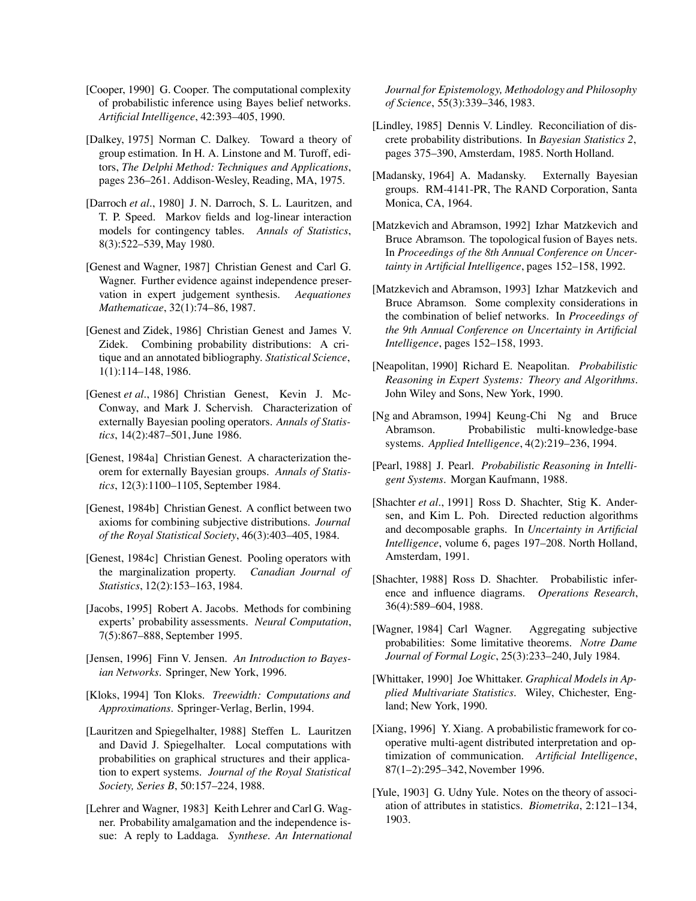[Cooper, 1990] G. Cooper. The computational complexity of probabilistic inference using Bayes belief networks. *Artificial Intelligence*, 42:393–405, 1990.

[Dalkey, 1975] Norman C. Dalkey. Toward a theory of group estimation. In H. A. Linstone and M. Turoff, editors, *The Delphi Method: Techniques and Applications*, pages 236–261. Addison-Wesley, Reading, MA, 1975.

[Darroch *et al.*, 1980] J. N. Darroch, S. L. Lauritzen, and T. P. Speed. Markov fields and log-linear interaction models for contingency tables. *Annals of Statistics*, 8(3):522–539, May 1980.

[Genest and Wagner, 1987] Christian Genest and Carl G. Wagner. Further evidence against independence preservation in expert judgement synthesis. *Aequationes Mathematicae*, 32(1):74–86, 1987.

[Genest and Zidek, 1986] Christian Genest and James V. Zidek. Combining probability distributions: A critique and an annotated bibliography. *Statistical Science*, 1(1):114–148, 1986.

[Genest *et al.*, 1986] Christian Genest, Kevin J. McConway, and Mark J. Schervish. Characterization of externally Bayesian pooling operators. *Annals of Statistics*, 14(2):487–501, June 1986.

[Genest, 1984a] Christian Genest. A characterization theorem for externally Bayesian groups. *Annals of Statistics*, 12(3):1100–1105, September 1984.

[Genest, 1984b] Christian Genest. A conflict between two axioms for combining subjective distributions. *Journal of the Royal Statistical Society*, 46(3):403–405, 1984.

[Genest, 1984c] Christian Genest. Pooling operators with the marginalization property. *Canadian Journal of Statistics*, 12(2):153–163, 1984.

[Jacobs, 1995] Robert A. Jacobs. Methods for combining experts' probability assessments. *Neural Computation*, 7(5):867–888, September 1995.

[Jensen, 1996] Finn V. Jensen. *An Introduction to Bayesian Networks*. Springer, New York, 1996.

[Kloks, 1994] Ton Kloks. *Treewidth: Computations and Approximations*. Springer-Verlag, Berlin, 1994.

[Lauritzen and Spiegelhalter, 1988] Steffen L. Lauritzen and David J. Spiegelhalter. Local computations with probabilities on graphical structures and their application to expert systems. *Journal of the Royal Statistical Society, Series B*, 50:157–224, 1988.

[Lehrer and Wagner, 1983] Keith Lehrer and Carl G. Wagner. Probability amalgamation and the independence issue: A reply to Laddaga. *Synthese. An International Journal for Epistemology, Methodology and Philosophy of Science*, 55(3):339–346, 1983.

[Lindley, 1985] Dennis V. Lindley. Reconciliation of discrete probability distributions. In *Bayesian Statistics 2*, pages 375–390, Amsterdam, 1985. North Holland.

[Madansky, 1964] A. Madansky. Externally Bayesian groups. RM-4141-PR, The RAND Corporation, Santa Monica, CA, 1964.

[Matzkevich and Abramson, 1992] Izhar Matzkevich and Bruce Abramson. The topological fusion of Bayes nets. In *Proceedings of the 8th Annual Conference on Uncertainty in Artificial Intelligence*, pages 152–158, 1992.

[Matzkevich and Abramson, 1993] Izhar Matzkevich and Bruce Abramson. Some complexity considerations in the combination of belief networks. In *Proceedings of the 9th Annual Conference on Uncertainty in Artificial Intelligence*, pages 152–158, 1993.

[Neapolitan, 1990] Richard E. Neapolitan. *Probabilistic Reasoning in Expert Systems: Theory and Algorithms*. John Wiley and Sons, New York, 1990.

[Ng and Abramson, 1994] Keung-Chi Ng and Bruce Abramson. Probabilistic multi-knowledge-base systems. *Applied Intelligence*, 4(2):219–236, 1994.

[Pearl, 1988] J. Pearl. *Probabilistic Reasoning in Intelligent Systems*. Morgan Kaufmann, 1988.

[Shachter *et al.*, 1991] Ross D. Shachter, Stig K. Andersen, and Kim L. Poh. Directed reduction algorithms and decomposable graphs. In *Uncertainty in Artificial Intelligence*, volume 6, pages 197–208. North Holland, Amsterdam, 1991.

[Shachter, 1988] Ross D. Shachter. Probabilistic inference and influence diagrams. *Operations Research*, 36(4):589–604, 1988.

[Wagner, 1984] Carl Wagner. Aggregating subjective probabilities: Some limitative theorems. *Notre Dame Journal of Formal Logic*, 25(3):233–240, July 1984.

[Whittaker, 1990] Joe Whittaker. *Graphical Models in Applied Multivariate Statistics*. Wiley, Chichester, England; New York, 1990.

[Xiang, 1996] Y. Xiang. A probabilistic framework for cooperative multi-agent distributed interpretation and optimization of communication. *Artificial Intelligence*, 87(1–2):295–342, November 1996.

[Yule, 1903] G. Udny Yule. Notes on the theory of association of attributes in statistics. *Biometrika*, 2:121–134, 1903.